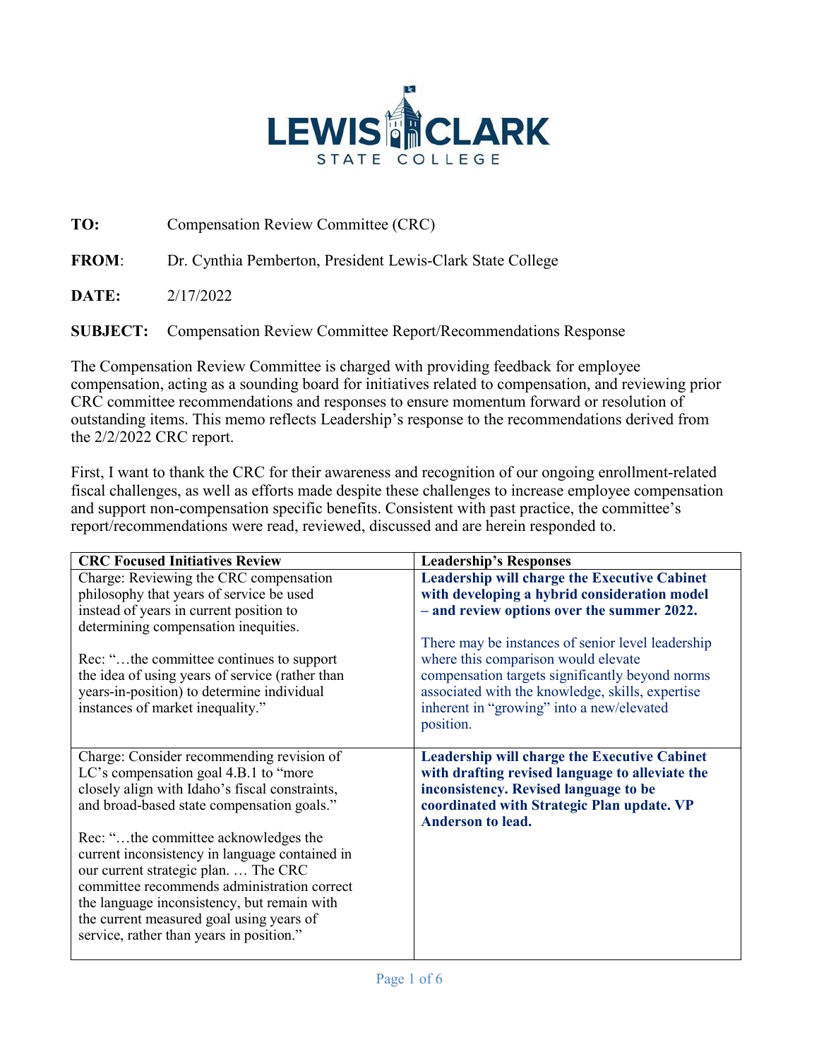LEWIS CLARK STATE COLLEGE

**TO:** Compensation Review Committee (CRC)

**FROM**: Dr. Cynthia Pemberton, President Lewis-Clark State College

**DATE:** 2/17/2022

**SUBJECT:** Compensation Review Committee Report/Recommendations Response

The Compensation Review Committee is charged with providing feedback for employee compensation, acting as a sounding board for initiatives related to compensation, and reviewing prior CRC committee recommendations and responses to ensure momentum forward or resolution of outstanding items. This memo reflects Leadership's response to the recommendations derived from the 2/2/2022 CRC report.

First, I want to thank the CRC for their awareness and recognition of our ongoing enrollment-related fiscal challenges, as well as efforts made despite these challenges to increase employee compensation and support non-compensation specific benefits. Consistent with past practice, the committee's report/recommendations were read, reviewed, discussed and are herein responded to.

| CRC Focused Initiatives Review | Leadership's Responses |
|---|---|
| Charge: Reviewing the CRC compensation philosophy that years of service be used instead of years in current position to determining compensation inequities.<br><br>Rec: "…the committee continues to support the idea of using years of service (rather than years-in-position) to determine individual instances of market inequality." | **Leadership will charge the Executive Cabinet with developing a hybrid consideration model – and review options over the summer 2022.**<br><br>There may be instances of senior level leadership where this comparison would elevate compensation targets significantly beyond norms associated with the knowledge, skills, expertise inherent in "growing" into a new/elevated position. |
| Charge: Consider recommending revision of LC's compensation goal 4.B.1 to "more closely align with Idaho's fiscal constraints, and broad-based state compensation goals."<br><br>Rec: "…the committee acknowledges the current inconsistency in language contained in our current strategic plan. … The CRC committee recommends administration correct the language inconsistency, but remain with the current measured goal using years of service, rather than years in position." | **Leadership will charge the Executive Cabinet with drafting revised language to alleviate the inconsistency. Revised language to be coordinated with Strategic Plan update. VP Anderson to lead.** |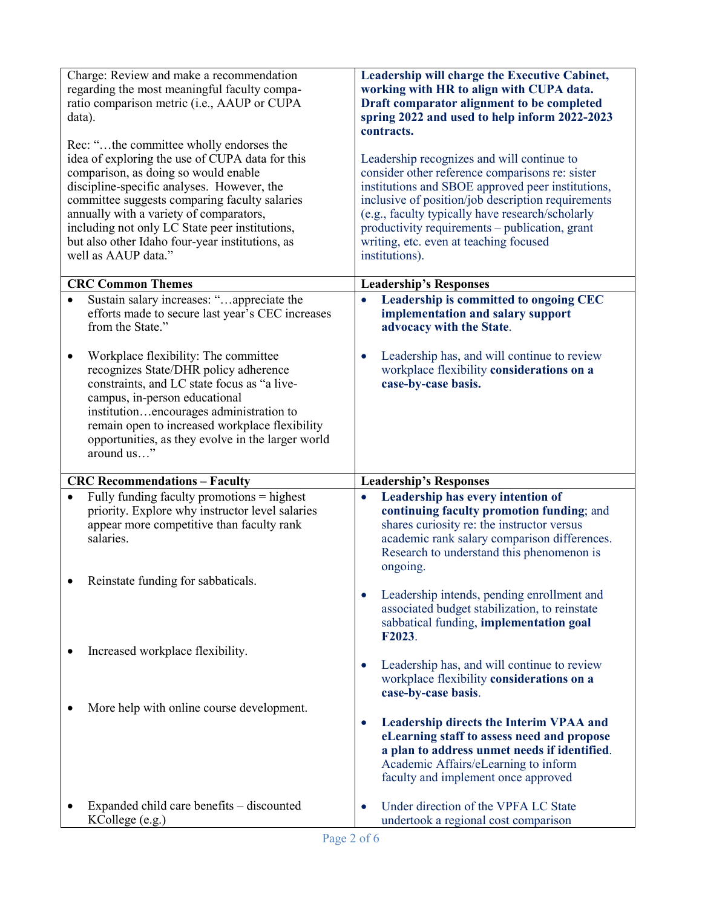| | |
|---|---|
| Charge: Review and make a recommendation regarding the most meaningful faculty compa-ratio comparison metric (i.e., AAUP or CUPA data).<br><br>Rec: "…the committee wholly endorses the idea of exploring the use of CUPA data for this comparison, as doing so would enable discipline-specific analyses. However, the committee suggests comparing faculty salaries annually with a variety of comparators, including not only LC State peer institutions, but also other Idaho four-year institutions, as well as AAUP data." | **Leadership will charge the Executive Cabinet, working with HR to align with CUPA data. Draft comparator alignment to be completed spring 2022 and used to help inform 2022-2023 contracts.**<br><br>Leadership recognizes and will continue to consider other reference comparisons re: sister institutions and SBOE approved peer institutions, inclusive of position/job description requirements (e.g., faculty typically have research/scholarly productivity requirements – publication, grant writing, etc. even at teaching focused institutions). |
| **CRC Common Themes** | **Leadership's Responses** |
| • Sustain salary increases: "…appreciate the efforts made to secure last year's CEC increases from the State."<br><br>• Workplace flexibility: The committee recognizes State/DHR policy adherence constraints, and LC state focus as "a live-campus, in-person educational institution…encourages administration to remain open to increased workplace flexibility opportunities, as they evolve in the larger world around us…" | • **Leadership is committed to ongoing CEC implementation and salary support advocacy with the State**.<br><br>• Leadership has, and will continue to review workplace flexibility **considerations on a case-by-case basis.** |
| **CRC Recommendations – Faculty** | **Leadership's Responses** |
| • Fully funding faculty promotions = highest priority. Explore why instructor level salaries appear more competitive than faculty rank salaries. | • **Leadership has every intention of continuing faculty promotion funding**; and shares curiosity re: the instructor versus academic rank salary comparison differences. Research to understand this phenomenon is ongoing. |
| • Reinstate funding for sabbaticals. | • Leadership intends, pending enrollment and associated budget stabilization, to reinstate sabbatical funding, **implementation goal F2023**. |
| • Increased workplace flexibility. | • Leadership has, and will continue to review workplace flexibility **considerations on a case-by-case basis**. |
| • More help with online course development. | • **Leadership directs the Interim VPAA and eLearning staff to assess need and propose a plan to address unmet needs if identified**. Academic Affairs/eLearning to inform faculty and implement once approved |
| • Expanded child care benefits – discounted KCollege (e.g.) | • Under direction of the VPFA LC State undertook a regional cost comparison |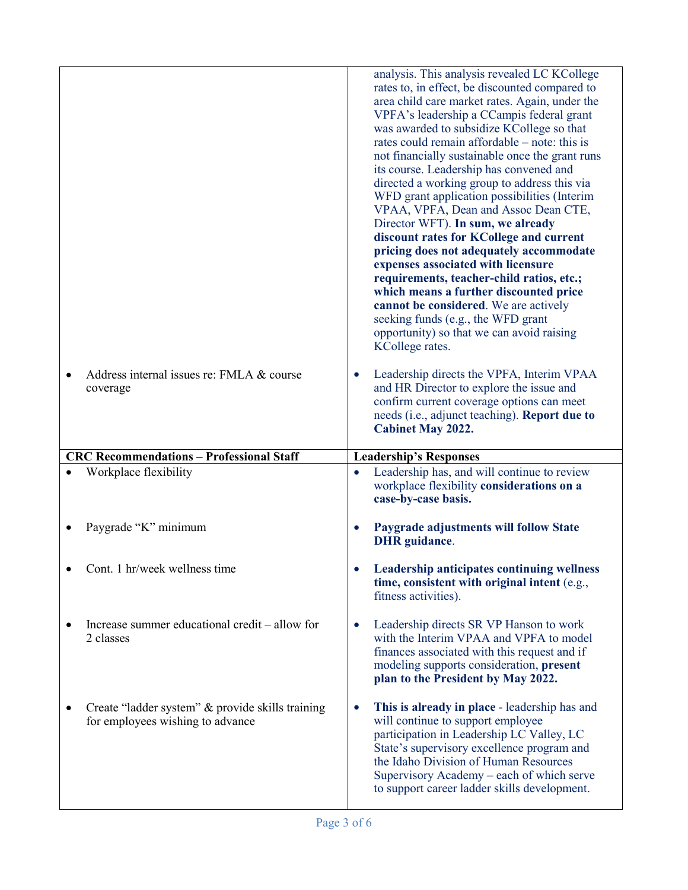| | |
|---|---|
| | analysis. This analysis revealed LC KCollege rates to, in effect, be discounted compared to area child care market rates. Again, under the VPFA's leadership a CCampis federal grant was awarded to subsidize KCollege so that rates could remain affordable – note: this is not financially sustainable once the grant runs its course. Leadership has convened and directed a working group to address this via WFD grant application possibilities (Interim VPAA, VPFA, Dean and Assoc Dean CTE, Director WFT). **In sum, we already discount rates for KCollege and current pricing does not adequately accommodate expenses associated with licensure requirements, teacher-child ratios, etc.; which means a further discounted price cannot be considered**. We are actively seeking funds (e.g., the WFD grant opportunity) so that we can avoid raising KCollege rates. |
| • Address internal issues re: FMLA & course coverage | • Leadership directs the VPFA, Interim VPAA and HR Director to explore the issue and confirm current coverage options can meet needs (i.e., adjunct teaching). **Report due to Cabinet May 2022.** |

| CRC Recommendations – Professional Staff | Leadership's Responses |
|---|---|
| • Workplace flexibility | • Leadership has, and will continue to review workplace flexibility **considerations on a case-by-case basis.** |
| • Paygrade "K" minimum | • **Paygrade adjustments will follow State DHR guidance**. |
| • Cont. 1 hr/week wellness time | • **Leadership anticipates continuing wellness time, consistent with original intent** (e.g., fitness activities). |
| • Increase summer educational credit – allow for 2 classes | • Leadership directs SR VP Hanson to work with the Interim VPAA and VPFA to model finances associated with this request and if modeling supports consideration, **present plan to the President by May 2022.** |
| • Create "ladder system" & provide skills training for employees wishing to advance | • **This is already in place** - leadership has and will continue to support employee participation in Leadership LC Valley, LC State's supervisory excellence program and the Idaho Division of Human Resources Supervisory Academy – each of which serve to support career ladder skills development. |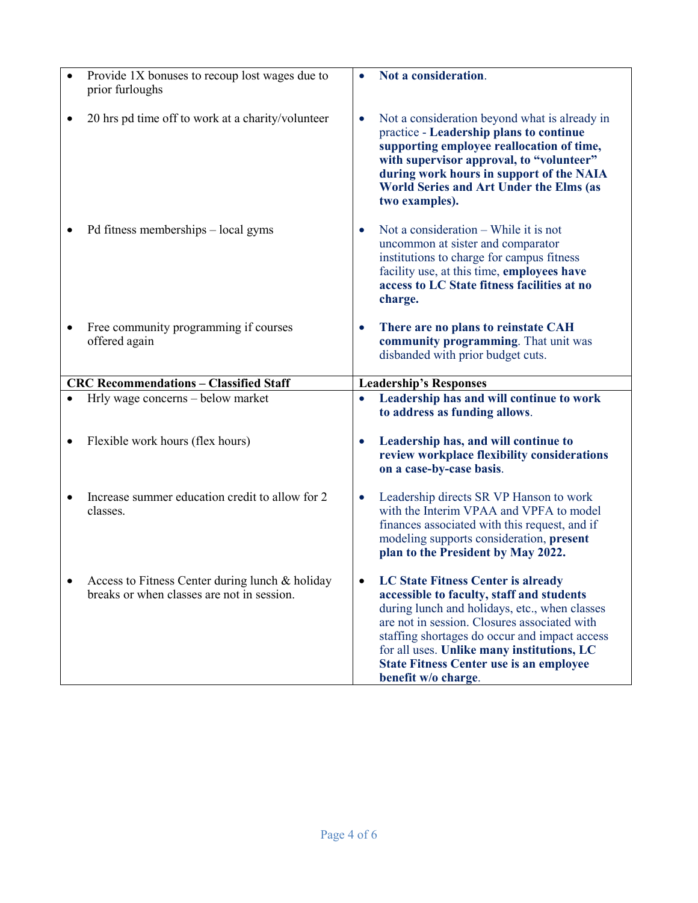| | |
|---|---|
| Provide 1X bonuses to recoup lost wages due to prior furloughs | **Not a consideration**. |
| 20 hrs pd time off to work at a charity/volunteer | Not a consideration beyond what is already in practice - **Leadership plans to continue supporting employee reallocation of time, with supervisor approval, to "volunteer" during work hours in support of the NAIA World Series and Art Under the Elms (as two examples).** |
| Pd fitness memberships – local gyms | Not a consideration – While it is not uncommon at sister and comparator institutions to charge for campus fitness facility use, at this time, **employees have access to LC State fitness facilities at no charge.** |
| Free community programming if courses offered again | **There are no plans to reinstate CAH community programming**. That unit was disbanded with prior budget cuts. |

| CRC Recommendations – Classified Staff | Leadership's Responses |
|---|---|
| Hrly wage concerns – below market | **Leadership has and will continue to work to address as funding allows**. |
| Flexible work hours (flex hours) | **Leadership has, and will continue to review workplace flexibility considerations on a case-by-case basis**. |
| Increase summer education credit to allow for 2 classes. | Leadership directs SR VP Hanson to work with the Interim VPAA and VPFA to model finances associated with this request, and if modeling supports consideration, **present plan to the President by May 2022.** |
| Access to Fitness Center during lunch & holiday breaks or when classes are not in session. | **LC State Fitness Center is already accessible to faculty, staff and students** during lunch and holidays, etc., when classes are not in session. Closures associated with staffing shortages do occur and impact access for all uses. **Unlike many institutions, LC State Fitness Center use is an employee benefit w/o charge**. |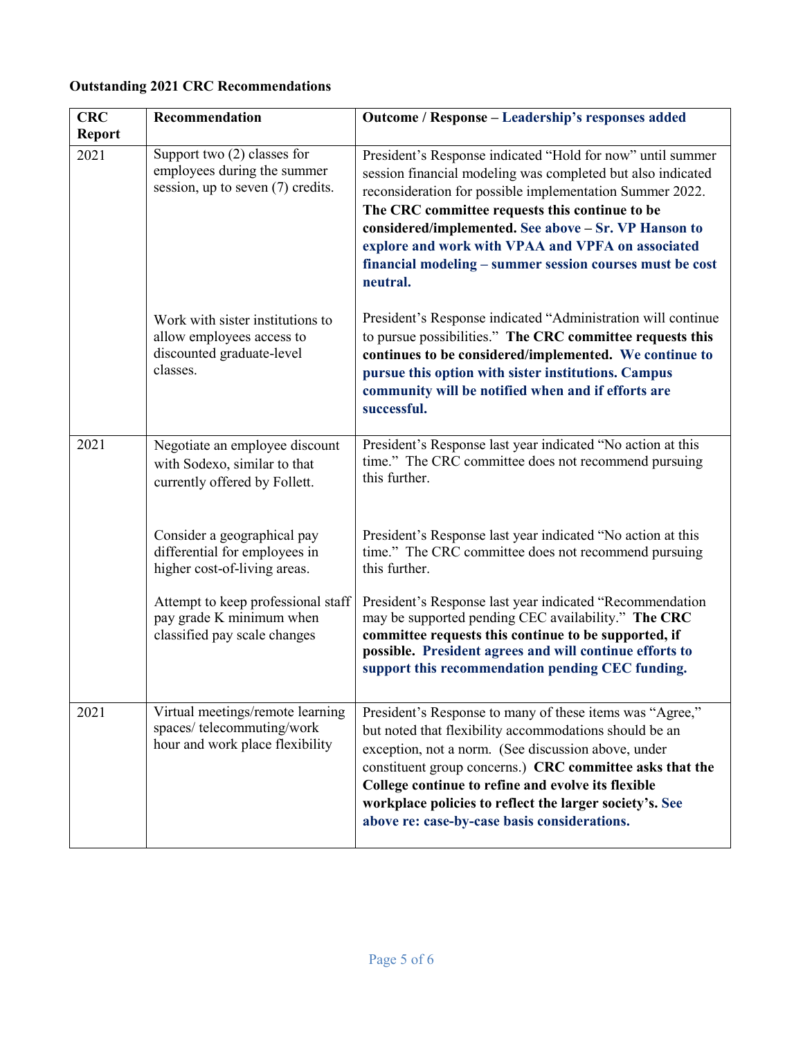**Outstanding 2021 CRC Recommendations**

| CRC Report | Recommendation | Outcome / Response – Leadership's responses added |
|---|---|---|
| 2021 | Support two (2) classes for employees during the summer session, up to seven (7) credits. | President's Response indicated "Hold for now" until summer session financial modeling was completed but also indicated reconsideration for possible implementation Summer 2022. **The CRC committee requests this continue to be considered/implemented. See above – Sr. VP Hanson to explore and work with VPAA and VPFA on associated financial modeling – summer session courses must be cost neutral.** |
| | Work with sister institutions to allow employees access to discounted graduate-level classes. | President's Response indicated "Administration will continue to pursue possibilities." **The CRC committee requests this continues to be considered/implemented. We continue to pursue this option with sister institutions. Campus community will be notified when and if efforts are successful.** |
| 2021 | Negotiate an employee discount with Sodexo, similar to that currently offered by Follett. | President's Response last year indicated "No action at this time." The CRC committee does not recommend pursuing this further. |
| | Consider a geographical pay differential for employees in higher cost-of-living areas. | President's Response last year indicated "No action at this time." The CRC committee does not recommend pursuing this further. |
| | Attempt to keep professional staff pay grade K minimum when classified pay scale changes | President's Response last year indicated "Recommendation may be supported pending CEC availability." **The CRC committee requests this continue to be supported, if possible. President agrees and will continue efforts to support this recommendation pending CEC funding.** |
| 2021 | Virtual meetings/remote learning spaces/ telecommuting/work hour and work place flexibility | President's Response to many of these items was "Agree," but noted that flexibility accommodations should be an exception, not a norm. (See discussion above, under constituent group concerns.) **CRC committee asks that the College continue to refine and evolve its flexible workplace policies to reflect the larger society's. See above re: case-by-case basis considerations.** |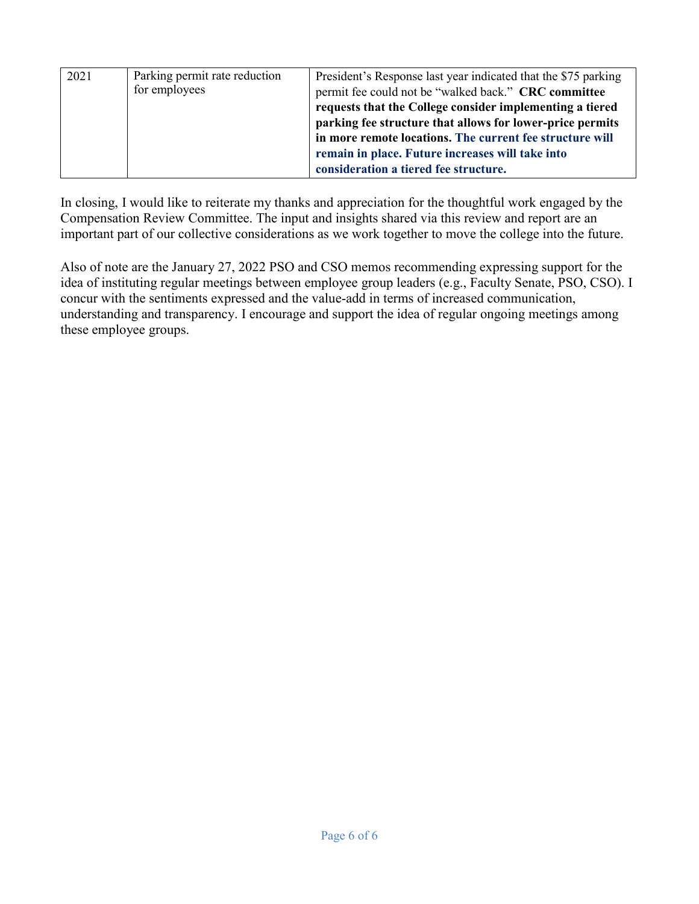| | | |
|---|---|---|
| 2021 | Parking permit rate reduction for employees | President's Response last year indicated that the $75 parking permit fee could not be "walked back." **CRC committee requests that the College consider implementing a tiered parking fee structure that allows for lower-price permits in more remote locations.** **The current fee structure will remain in place. Future increases will take into consideration a tiered fee structure.** |

In closing, I would like to reiterate my thanks and appreciation for the thoughtful work engaged by the Compensation Review Committee. The input and insights shared via this review and report are an important part of our collective considerations as we work together to move the college into the future.

Also of note are the January 27, 2022 PSO and CSO memos recommending expressing support for the idea of instituting regular meetings between employee group leaders (e.g., Faculty Senate, PSO, CSO). I concur with the sentiments expressed and the value-add in terms of increased communication, understanding and transparency. I encourage and support the idea of regular ongoing meetings among these employee groups.